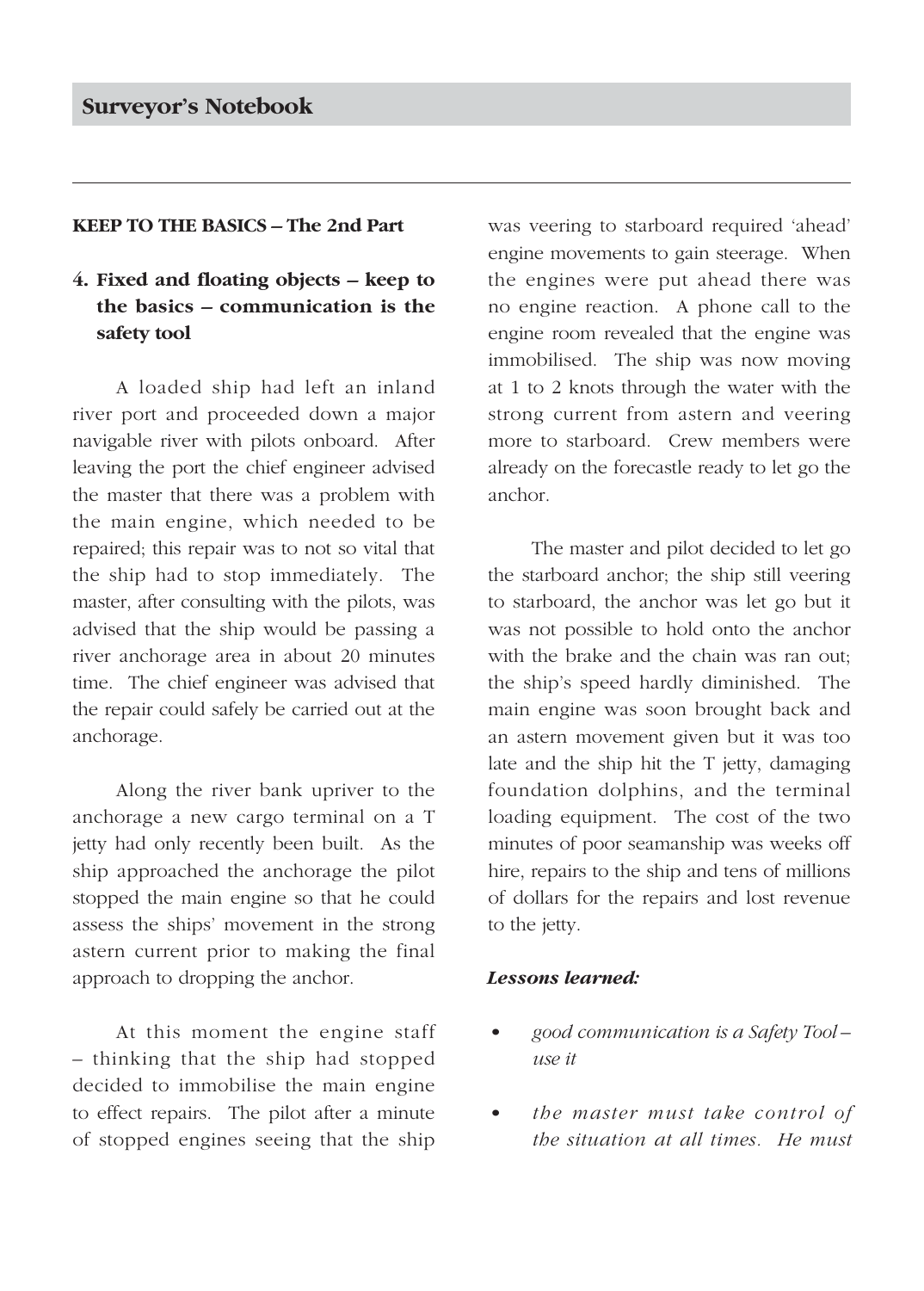## Surveyor's Notebook

**KEEP TO THE BASICS – The 2nd Part**

### 4. Fixed and floating objects – keep to the basics – communication is the safety tool

A loaded ship had left an inland river port and proceeded down a major navigable river with pilots onboard. After leaving the port the chief engineer advised the master that there was a problem with the main engine, which needed to be repaired; this repair was to not so vital that the ship had to stop immediately. The master, after consulting with the pilots, was advised that the ship would be passing a river anchorage area in about 20 minutes time. The chief engineer was advised that the repair could safely be carried out at the anchorage.

Along the river bank upriver to the anchorage a new cargo terminal on a T jetty had only recently been built. As the ship approached the anchorage the pilot stopped the main engine so that he could assess the ships' movement in the strong astern current prior to making the final approach to dropping the anchor.

At this moment the engine staff – thinking that the ship had stopped decided to immobilise the main engine to effect repairs. The pilot after a minute of stopped engines seeing that the ship was veering to starboard required 'ahead' engine movements to gain steerage. When the engines were put ahead there was no engine reaction. A phone call to the engine room revealed that the engine was immobilised. The ship was now moving at 1 to 2 knots through the water with the strong current from astern and veering more to starboard. Crew members were already on the forecastle ready to let go the anchor.

The master and pilot decided to let go the starboard anchor; the ship still veering to starboard, the anchor was let go but it was not possible to hold onto the anchor with the brake and the chain was ran out; the ship's speed hardly diminished. The main engine was soon brought back and an astern movement given but it was too late and the ship hit the T jetty, damaging foundation dolphins, and the terminal loading equipment. The cost of the two minutes of poor seamanship was weeks off hire, repairs to the ship and tens of millions of dollars for the repairs and lost revenue to the jetty.

***Lessons learned:***

- *good communication is a Safety Tool – use it*
- *the master must take control of the situation at all times. He must*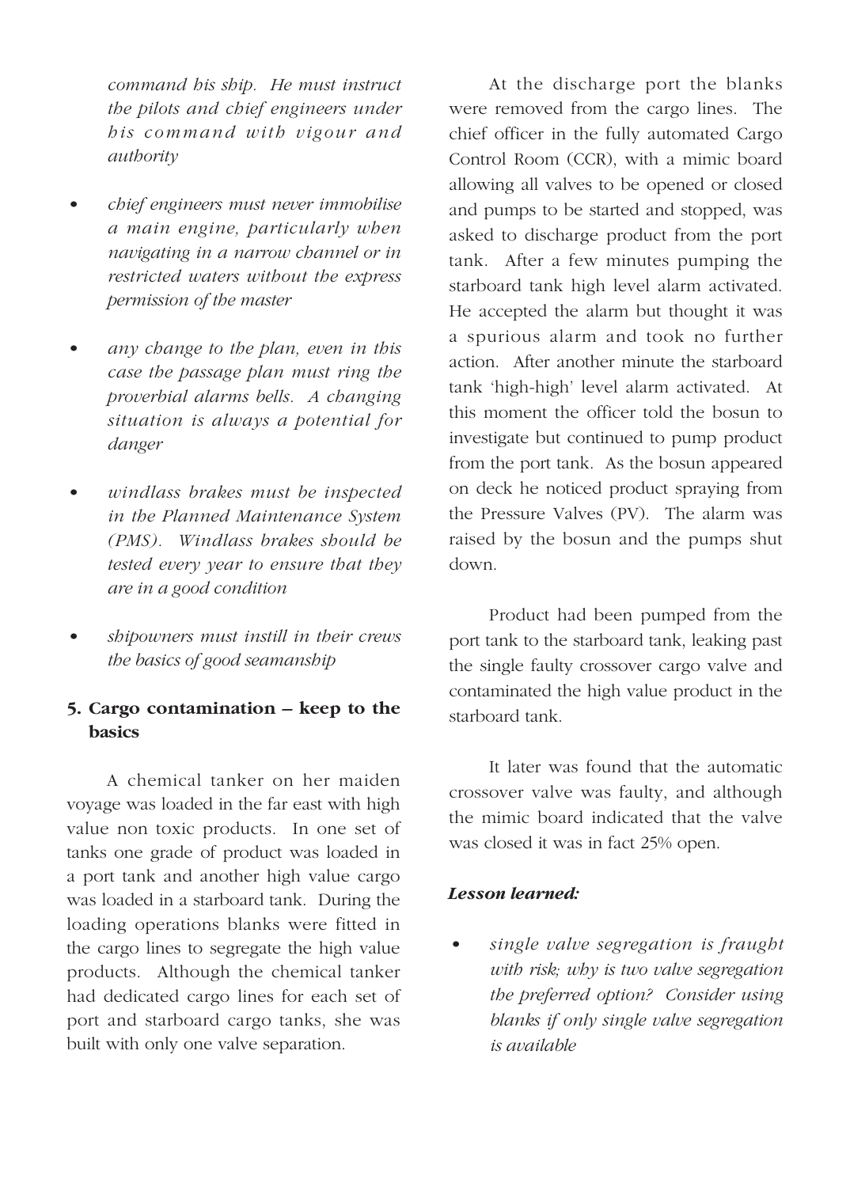*command his ship. He must instruct the pilots and chief engineers under his command with vigour and authority*

- *chief engineers must never immobilise a main engine, particularly when navigating in a narrow channel or in restricted waters without the express permission of the master*
- *any change to the plan, even in this case the passage plan must ring the proverbial alarms bells. A changing situation is always a potential for danger*
- *windlass brakes must be inspected in the Planned Maintenance System (PMS). Windlass brakes should be tested every year to ensure that they are in a good condition*
- *shipowners must instill in their crews the basics of good seamanship*

## 5. Cargo contamination – keep to the basics

A chemical tanker on her maiden voyage was loaded in the far east with high value non toxic products. In one set of tanks one grade of product was loaded in a port tank and another high value cargo was loaded in a starboard tank. During the loading operations blanks were fitted in the cargo lines to segregate the high value products. Although the chemical tanker had dedicated cargo lines for each set of port and starboard cargo tanks, she was built with only one valve separation.

At the discharge port the blanks were removed from the cargo lines. The chief officer in the fully automated Cargo Control Room (CCR), with a mimic board allowing all valves to be opened or closed and pumps to be started and stopped, was asked to discharge product from the port tank. After a few minutes pumping the starboard tank high level alarm activated. He accepted the alarm but thought it was a spurious alarm and took no further action. After another minute the starboard tank 'high-high' level alarm activated. At this moment the officer told the bosun to investigate but continued to pump product from the port tank. As the bosun appeared on deck he noticed product spraying from the Pressure Valves (PV). The alarm was raised by the bosun and the pumps shut down.

Product had been pumped from the port tank to the starboard tank, leaking past the single faulty crossover cargo valve and contaminated the high value product in the starboard tank.

It later was found that the automatic crossover valve was faulty, and although the mimic board indicated that the valve was closed it was in fact 25% open.

***Lesson learned:***

- *single valve segregation is fraught with risk; why is two valve segregation the preferred option? Consider using blanks if only single valve segregation is available*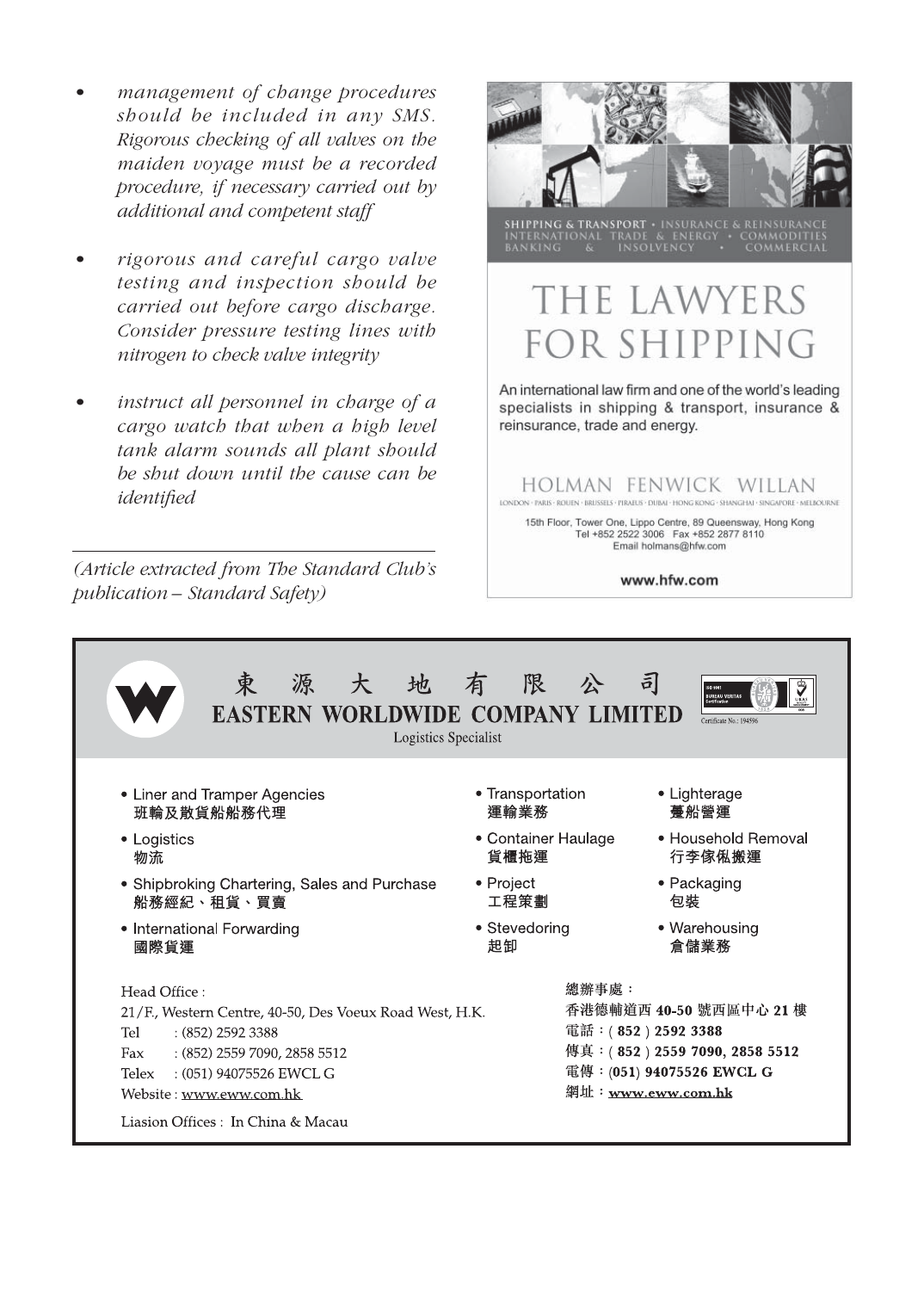- *management of change procedures should be included in any SMS. Rigorous checking of all valves on the maiden voyage must be a recorded procedure, if necessary carried out by additional and competent staff*

- *rigorous and careful cargo valve testing and inspection should be carried out before cargo discharge. Consider pressure testing lines with nitrogen to check valve integrity*

- *instruct all personnel in charge of a cargo watch that when a high level tank alarm sounds all plant should be shut down until the cause can be identified*

---

*(Article extracted from The Standard Club's publication – Standard Safety)*

SHIPPING & TRANSPORT • INSURANCE & REINSURANCE
INTERNATIONAL TRADE & ENERGY • COMMODITIES
BANKING & INSOLVENCY • COMMERCIAL

# THE LAWYERS FOR SHIPPING

An international law firm and one of the world's leading specialists in shipping & transport, insurance & reinsurance, trade and energy.

HOLMAN FENWICK WILLAN

LONDON • PARIS • ROUEN • BRUSSELS • PIRAEUS • DUBAI • HONG KONG • SHANGHAI • SINGAPORE • MELBOURNE

15th Floor, Tower One, Lippo Centre, 89 Queensway, Hong Kong
Tel +852 2522 3006 Fax +852 2877 8110
Email holmans@hfw.com

www.hfw.com

# 東源大地有限公司
# EASTERN WORLDWIDE COMPANY LIMITED

Logistics Specialist

Certificate No.: 194596

- Liner and Tramper Agencies 班輪及散貨船船務代理
- Logistics 物流
- Shipbroking Chartering, Sales and Purchase 船務經紀、租貨、買賣
- International Forwarding 國際貨運
- Transportation 運輸業務
- Container Haulage 貨櫃拖運
- Project 工程策劃
- Stevedoring 起卸
- Lighterage 躉船營運
- Household Removal 行李傢俬搬運
- Packaging 包裝
- Warehousing 倉儲業務

Head Office :
21/F., Western Centre, 40-50, Des Voeux Road West, H.K.
Tel : (852) 2592 3388
Fax : (852) 2559 7090, 2858 5512
Telex : (051) 94075526 EWCL G
Website : www.eww.com.hk

總辦事處：
香港德輔道西 40-50 號西區中心 21 樓
電話：( 852 ) 2592 3388
傳真：( 852 ) 2559 7090, 2858 5512
電傳：(051) 94075526 EWCL G
網址：www.eww.com.hk

Liasion Offices : In China & Macau